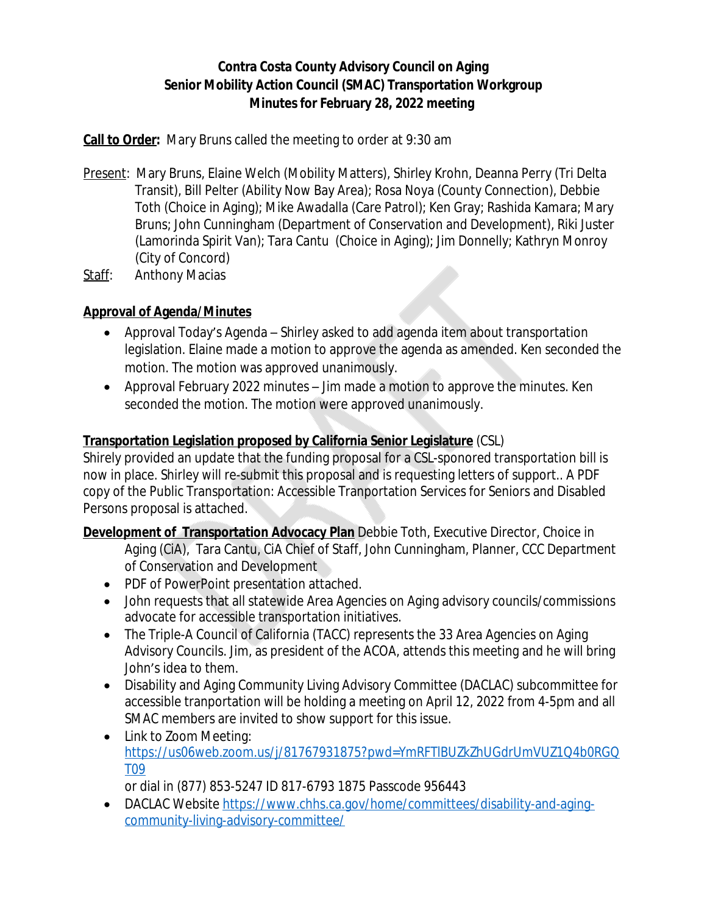**Contra Costa County Advisory Council on Aging**
**Senior Mobility Action Council (SMAC) Transportation Workgroup**
**Minutes for February 28, 2022 meeting**

**Call to Order:** Mary Bruns called the meeting to order at 9:30 am

Present: Mary Bruns, Elaine Welch (Mobility Matters), Shirley Krohn, Deanna Perry (Tri Delta Transit), Bill Pelter (Ability Now Bay Area); Rosa Noya (County Connection), Debbie Toth (Choice in Aging); Mike Awadalla (Care Patrol); Ken Gray; Rashida Kamara; Mary Bruns; John Cunningham (Department of Conservation and Development), Riki Juster (Lamorinda Spirit Van); Tara Cantu (Choice in Aging); Jim Donnelly; Kathryn Monroy (City of Concord)

Staff: Anthony Macias

**Approval of Agenda/Minutes**

- Approval Today's Agenda – Shirley asked to add agenda item about transportation legislation. Elaine made a motion to approve the agenda as amended. Ken seconded the motion. The motion was approved unanimously.
- Approval February 2022 minutes – Jim made a motion to approve the minutes. Ken seconded the motion. The motion were approved unanimously.

**Transportation Legislation proposed by California Senior Legislature** (CSL)

Shirely provided an update that the funding proposal for a CSL-sponored transportation bill is now in place. Shirley will re-submit this proposal and is requesting letters of support.. A PDF copy of the Public Transportation: Accessible Tranportation Services for Seniors and Disabled Persons proposal is attached.

**Development of Transportation Advocacy Plan** Debbie Toth, Executive Director, Choice in Aging (CiA), Tara Cantu, CiA Chief of Staff, John Cunningham, Planner, CCC Department of Conservation and Development

- PDF of PowerPoint presentation attached.
- John requests that all statewide Area Agencies on Aging advisory councils/commissions advocate for accessible transportation initiatives.
- The Triple-A Council of California (TACC) represents the 33 Area Agencies on Aging Advisory Councils. Jim, as president of the ACOA, attends this meeting and he will bring John's idea to them.
- Disability and Aging Community Living Advisory Committee (DACLAC) subcommittee for accessible tranportation will be holding a meeting on April 12, 2022 from 4-5pm and all SMAC members are invited to show support for this issue.
- Link to Zoom Meeting: https://us06web.zoom.us/j/81767931875?pwd=YmRFTlBUZkZhUGdrUmVUZ1Q4b0RGQT09
  or dial in (877) 853-5247 ID 817-6793 1875 Passcode 956443
- DACLAC Website https://www.chhs.ca.gov/home/committees/disability-and-aging-community-living-advisory-committee/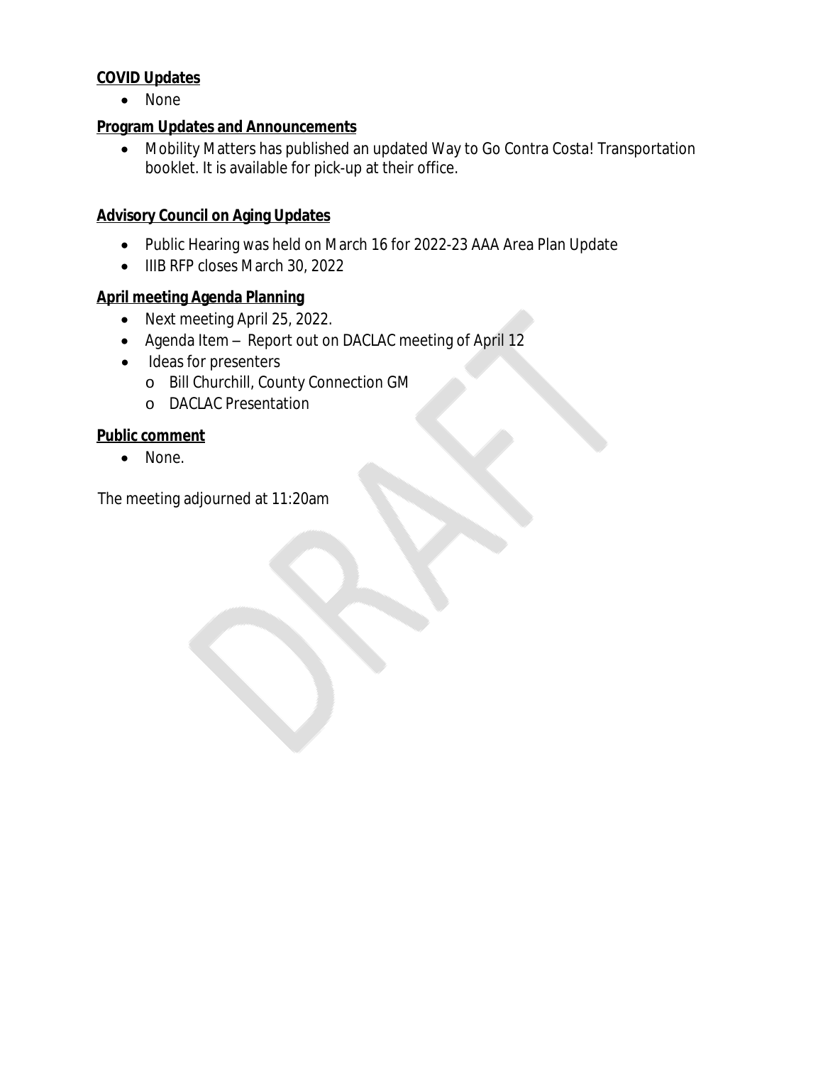**COVID Updates**

- None

**Program Updates and Announcements**

- Mobility Matters has published an updated Way to Go Contra Costa! Transportation booklet. It is available for pick-up at their office.

**Advisory Council on Aging Updates**

- Public Hearing was held on March 16 for 2022-23 AAA Area Plan Update
- IIIB RFP closes March 30, 2022

**April meeting Agenda Planning**

- Next meeting April 25, 2022.
- Agenda Item – Report out on DACLAC meeting of April 12
- Ideas for presenters
  - Bill Churchill, County Connection GM
  - DACLAC Presentation

**Public comment**

- None.

The meeting adjourned at 11:20am